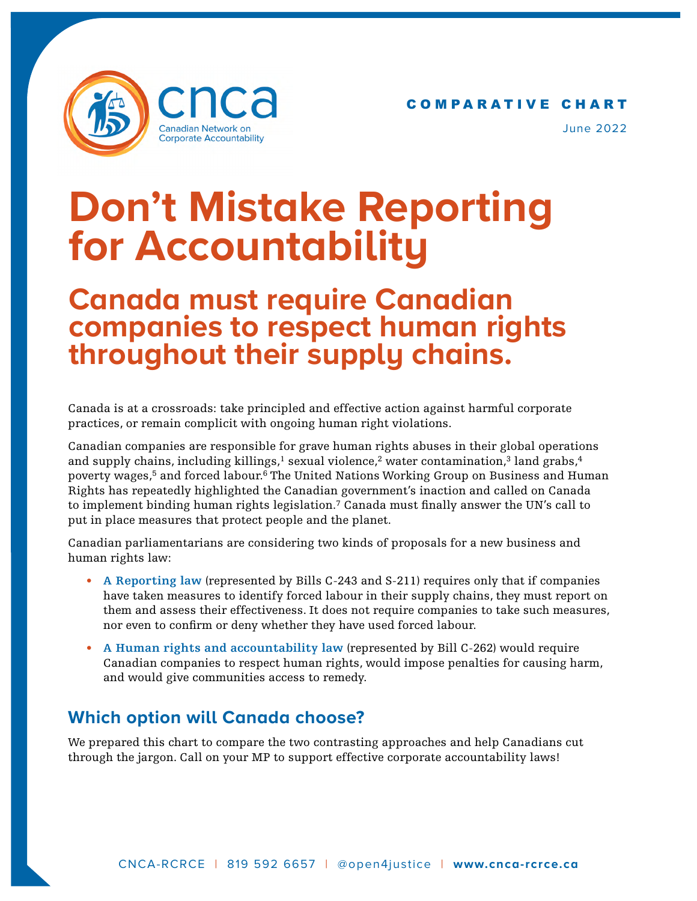cnca
Canadian Network on Corporate Accountability

COMPARATIVE CHART

June 2022

# Don't Mistake Reporting for Accountability

## Canada must require Canadian companies to respect human rights throughout their supply chains.

Canada is at a crossroads: take principled and effective action against harmful corporate practices, or remain complicit with ongoing human right violations.

Canadian companies are responsible for grave human rights abuses in their global operations and supply chains, including killings,[1] sexual violence,[2] water contamination,[3] land grabs,[4] poverty wages,[5] and forced labour.[6] The United Nations Working Group on Business and Human Rights has repeatedly highlighted the Canadian government's inaction and called on Canada to implement binding human rights legislation.[7] Canada must finally answer the UN's call to put in place measures that protect people and the planet.

Canadian parliamentarians are considering two kinds of proposals for a new business and human rights law:

- **A Reporting law** (represented by Bills C-243 and S-211) requires only that if companies have taken measures to identify forced labour in their supply chains, they must report on them and assess their effectiveness. It does not require companies to take such measures, nor even to confirm or deny whether they have used forced labour.
- **A Human rights and accountability law** (represented by Bill C-262) would require Canadian companies to respect human rights, would impose penalties for causing harm, and would give communities access to remedy.

### Which option will Canada choose?

We prepared this chart to compare the two contrasting approaches and help Canadians cut through the jargon. Call on your MP to support effective corporate accountability laws!

CNCA-RCRCE | 819 592 6657 | @open4justice | **www.cnca-rcrce.ca**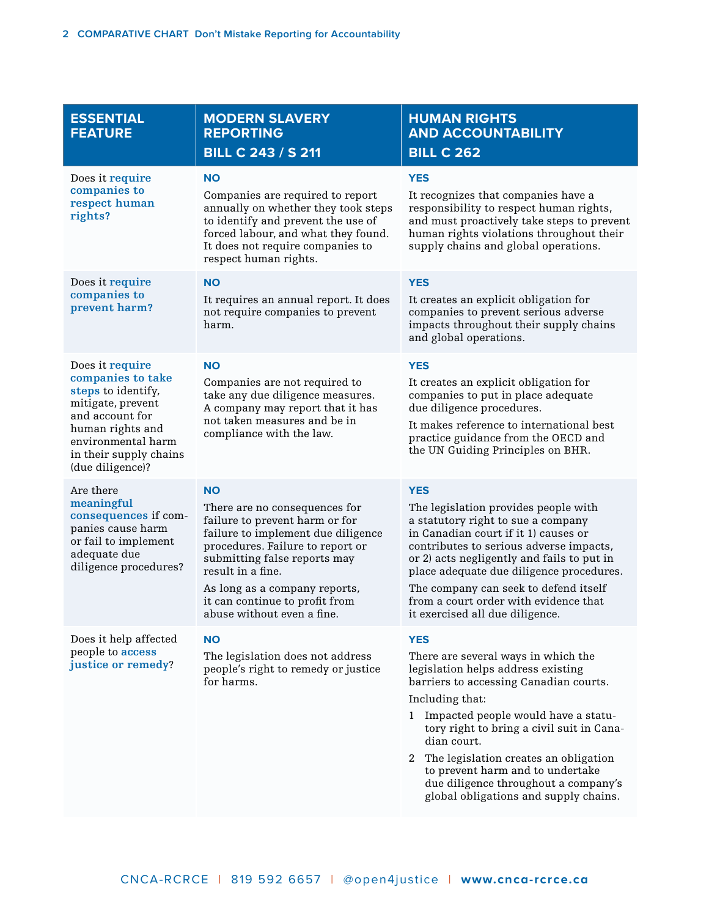| ESSENTIAL FEATURE | MODERN SLAVERY REPORTING BILL C 243 / S 211 | HUMAN RIGHTS AND ACCOUNTABILITY BILL C 262 |
|---|---|---|
| Does it **require companies to respect human rights?** | **NO**<br>Companies are required to report annually on whether they took steps to identify and prevent the use of forced labour, and what they found. It does not require companies to respect human rights. | **YES**<br>It recognizes that companies have a responsibility to respect human rights, and must proactively take steps to prevent human rights violations throughout their supply chains and global operations. |
| Does it **require companies to prevent harm?** | **NO**<br>It requires an annual report. It does not require companies to prevent harm. | **YES**<br>It creates an explicit obligation for companies to prevent serious adverse impacts throughout their supply chains and global operations. |
| Does it **require companies to take steps** to identify, mitigate, prevent and account for human rights and environmental harm in their supply chains (due diligence)? | **NO**<br>Companies are not required to take any due diligence measures. A company may report that it has not taken measures and be in compliance with the law. | **YES**<br>It creates an explicit obligation for companies to put in place adequate due diligence procedures.<br>It makes reference to international best practice guidance from the OECD and the UN Guiding Principles on BHR. |
| Are there **meaningful consequences** if companies cause harm or fail to implement adequate due diligence procedures? | **NO**<br>There are no consequences for failure to prevent harm or for failure to implement due diligence procedures. Failure to report or submitting false reports may result in a fine.<br>As long as a company reports, it can continue to profit from abuse without even a fine. | **YES**<br>The legislation provides people with a statutory right to sue a company in Canadian court if it 1) causes or contributes to serious adverse impacts, or 2) acts negligently and fails to put in place adequate due diligence procedures.<br>The company can seek to defend itself from a court order with evidence that it exercised all due diligence. |
| Does it help affected people to **access justice or remedy**? | **NO**<br>The legislation does not address people's right to remedy or justice for harms. | **YES**<br>There are several ways in which the legislation helps address existing barriers to accessing Canadian courts.<br>Including that:<br>1 Impacted people would have a statutory right to bring a civil suit in Canadian court.<br>2 The legislation creates an obligation to prevent harm and to undertake due diligence throughout a company's global obligations and supply chains. |

CNCA-RCRCE | 819 592 6657 | @open4justice | **www.cnca-rcrce.ca**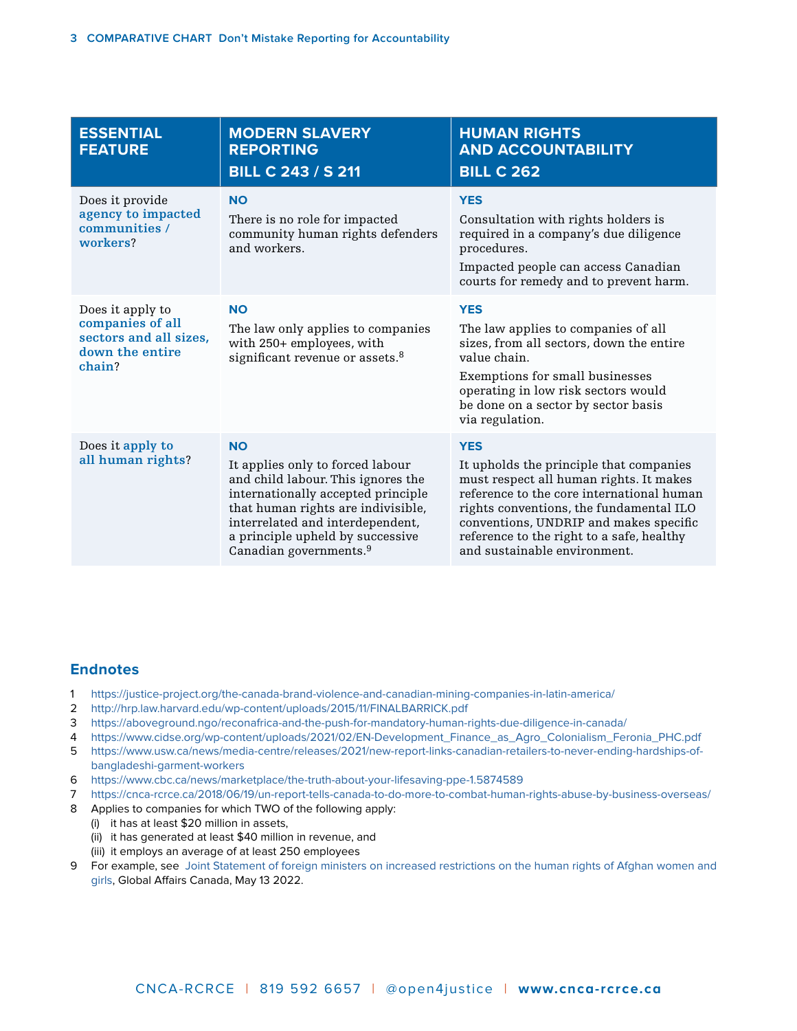| ESSENTIAL FEATURE | MODERN SLAVERY REPORTING BILL C 243 / S 211 | HUMAN RIGHTS AND ACCOUNTABILITY BILL C 262 |
|---|---|---|
| Does it provide **agency to impacted communities / workers**? | **NO** There is no role for impacted community human rights defenders and workers. | **YES** Consultation with rights holders is required in a company's due diligence procedures. Impacted people can access Canadian courts for remedy and to prevent harm. |
| Does it apply to **companies of all sectors and all sizes, down the entire chain**? | **NO** The law only applies to companies with 250+ employees, with significant revenue or assets.[8] | **YES** The law applies to companies of all sizes, from all sectors, down the entire value chain. Exemptions for small businesses operating in low risk sectors would be done on a sector by sector basis via regulation. |
| Does it **apply to all human rights**? | **NO** It applies only to forced labour and child labour. This ignores the internationally accepted principle that human rights are indivisible, interrelated and interdependent, a principle upheld by successive Canadian governments.[9] | **YES** It upholds the principle that companies must respect all human rights. It makes reference to the core international human rights conventions, the fundamental ILO conventions, UNDRIP and makes specific reference to the right to a safe, healthy and sustainable environment. |

## Endnotes

1. https://justice-project.org/the-canada-brand-violence-and-canadian-mining-companies-in-latin-america/
2. http://hrp.law.harvard.edu/wp-content/uploads/2015/11/FINALBARRICK.pdf
3. https://aboveground.ngo/reconafrica-and-the-push-for-mandatory-human-rights-due-diligence-in-canada/
4. https://www.cidse.org/wp-content/uploads/2021/02/EN-Development_Finance_as_Agro_Colonialism_Feronia_PHC.pdf
5. https://www.usw.ca/news/media-centre/releases/2021/new-report-links-canadian-retailers-to-never-ending-hardships-of-bangladeshi-garment-workers
6. https://www.cbc.ca/news/marketplace/the-truth-about-your-lifesaving-ppe-1.5874589
7. https://cnca-rcrce.ca/2018/06/19/un-report-tells-canada-to-do-more-to-combat-human-rights-abuse-by-business-overseas/
8. Applies to companies for which TWO of the following apply:
   (i) it has at least $20 million in assets,
   (ii) it has generated at least $40 million in revenue, and
   (iii) it employs an average of at least 250 employees
9. For example, see Joint Statement of foreign ministers on increased restrictions on the human rights of Afghan women and girls, Global Affairs Canada, May 13 2022.

CNCA-RCRCE | 819 592 6657 | @open4justice | **www.cnca-rcrce.ca**